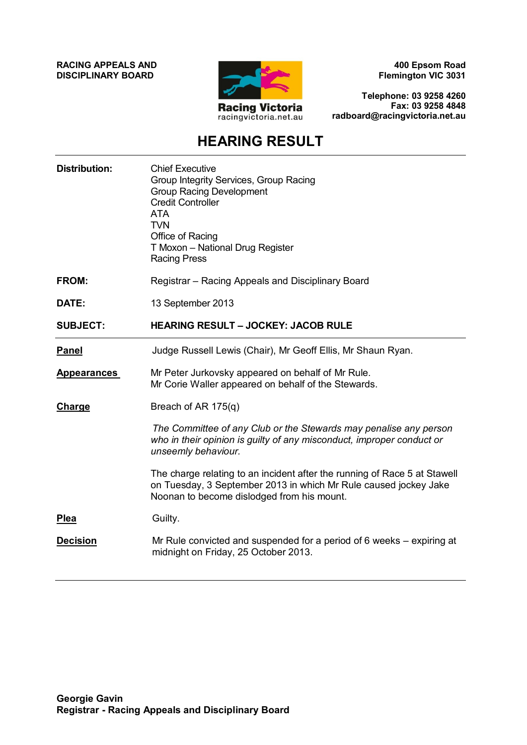**RACING APPEALS AND DISCIPLINARY BOARD**

Racing Victoria
racingvictoria.net.au

**400 Epsom Road**
**Flemington VIC 3031**

**Telephone: 03 9258 4260**
**Fax: 03 9258 4848**
**radboard@racingvictoria.net.au**

# HEARING RESULT

---

**Distribution:**
Chief Executive
Group Integrity Services, Group Racing
Group Racing Development
Credit Controller
ATA
TVN
Office of Racing
T Moxon – National Drug Register
Racing Press

**FROM:** Registrar – Racing Appeals and Disciplinary Board

**DATE:** 13 September 2013

**SUBJECT:** **HEARING RESULT – JOCKEY: JACOB RULE**

---

**Panel**
Judge Russell Lewis (Chair), Mr Geoff Ellis, Mr Shaun Ryan.

**Appearances**
Mr Peter Jurkovsky appeared on behalf of Mr Rule.
Mr Corie Waller appeared on behalf of the Stewards.

**Charge**
Breach of AR 175(q)

*The Committee of any Club or the Stewards may penalise any person who in their opinion is guilty of any misconduct, improper conduct or unseemly behaviour.*

The charge relating to an incident after the running of Race 5 at Stawell on Tuesday, 3 September 2013 in which Mr Rule caused jockey Jake Noonan to become dislodged from his mount.

**Plea**
Guilty.

**Decision**
Mr Rule convicted and suspended for a period of 6 weeks – expiring at midnight on Friday, 25 October 2013.

---

**Georgie Gavin**
**Registrar - Racing Appeals and Disciplinary Board**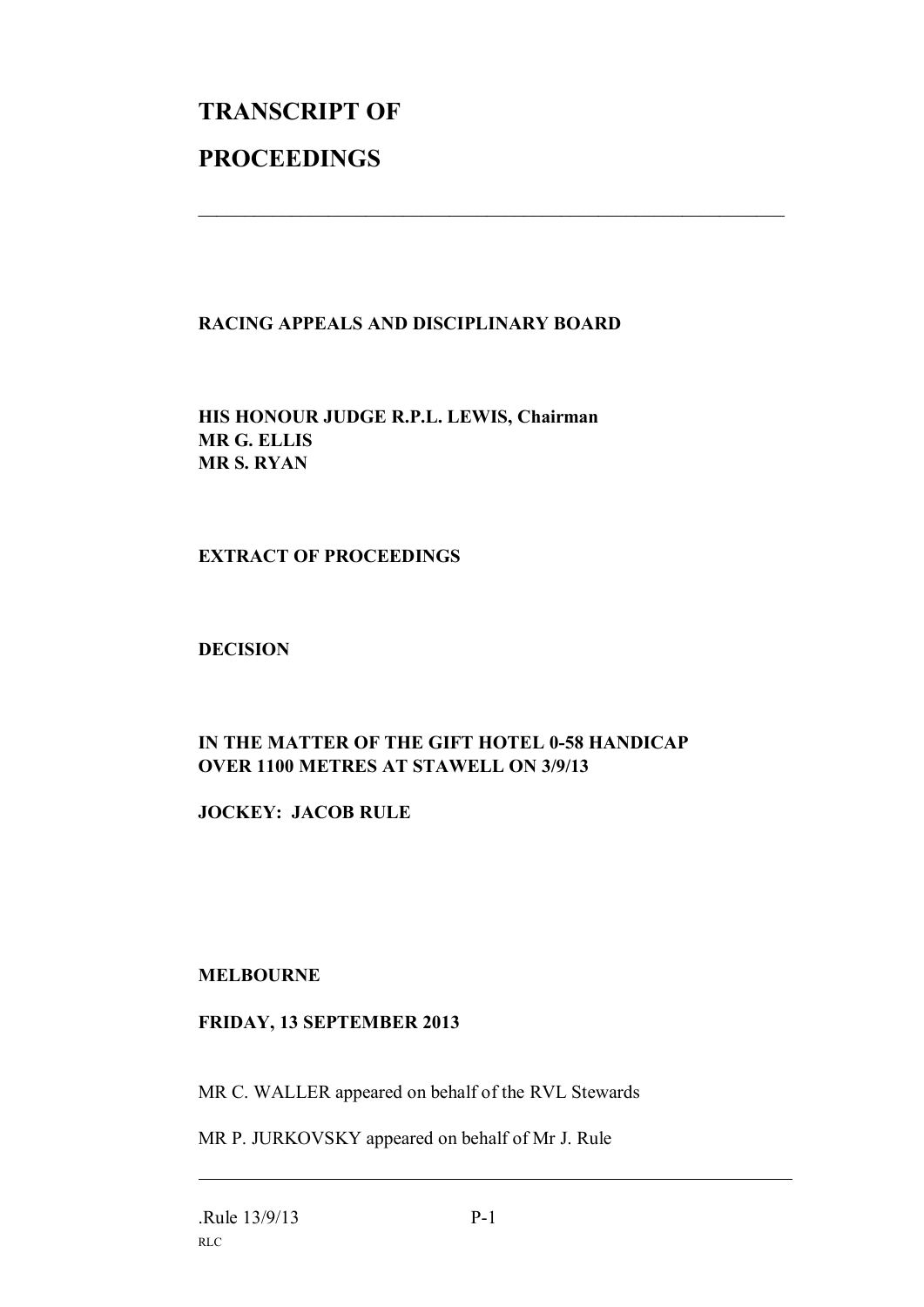# TRANSCRIPT OF

# PROCEEDINGS

---

**RACING APPEALS AND DISCIPLINARY BOARD**

**HIS HONOUR JUDGE R.P.L. LEWIS, Chairman**
**MR G. ELLIS**
**MR S. RYAN**

**EXTRACT OF PROCEEDINGS**

**DECISION**

**IN THE MATTER OF THE GIFT HOTEL 0-58 HANDICAP OVER 1100 METRES AT STAWELL ON 3/9/13**

**JOCKEY: JACOB RULE**

**MELBOURNE**

**FRIDAY, 13 SEPTEMBER 2013**

MR C. WALLER appeared on behalf of the RVL Stewards

MR P. JURKOVSKY appeared on behalf of Mr J. Rule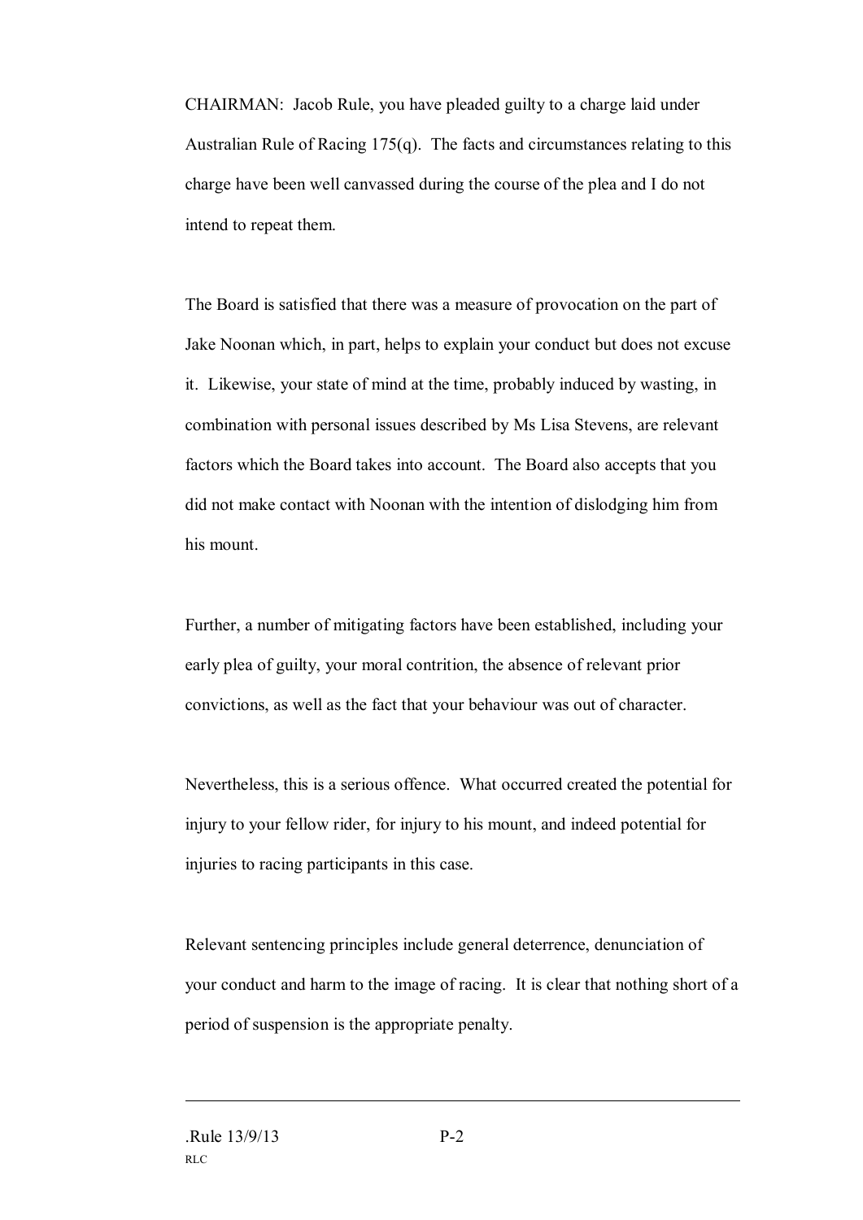CHAIRMAN: Jacob Rule, you have pleaded guilty to a charge laid under Australian Rule of Racing 175(q). The facts and circumstances relating to this charge have been well canvassed during the course of the plea and I do not intend to repeat them.

The Board is satisfied that there was a measure of provocation on the part of Jake Noonan which, in part, helps to explain your conduct but does not excuse it. Likewise, your state of mind at the time, probably induced by wasting, in combination with personal issues described by Ms Lisa Stevens, are relevant factors which the Board takes into account. The Board also accepts that you did not make contact with Noonan with the intention of dislodging him from his mount.

Further, a number of mitigating factors have been established, including your early plea of guilty, your moral contrition, the absence of relevant prior convictions, as well as the fact that your behaviour was out of character.

Nevertheless, this is a serious offence. What occurred created the potential for injury to your fellow rider, for injury to his mount, and indeed potential for injuries to racing participants in this case.

Relevant sentencing principles include general deterrence, denunciation of your conduct and harm to the image of racing. It is clear that nothing short of a period of suspension is the appropriate penalty.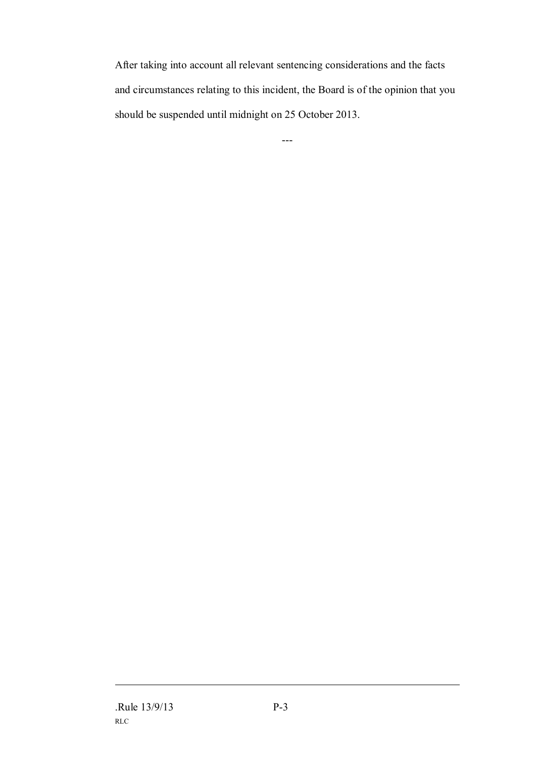After taking into account all relevant sentencing considerations and the facts and circumstances relating to this incident, the Board is of the opinion that you should be suspended until midnight on 25 October 2013.

---